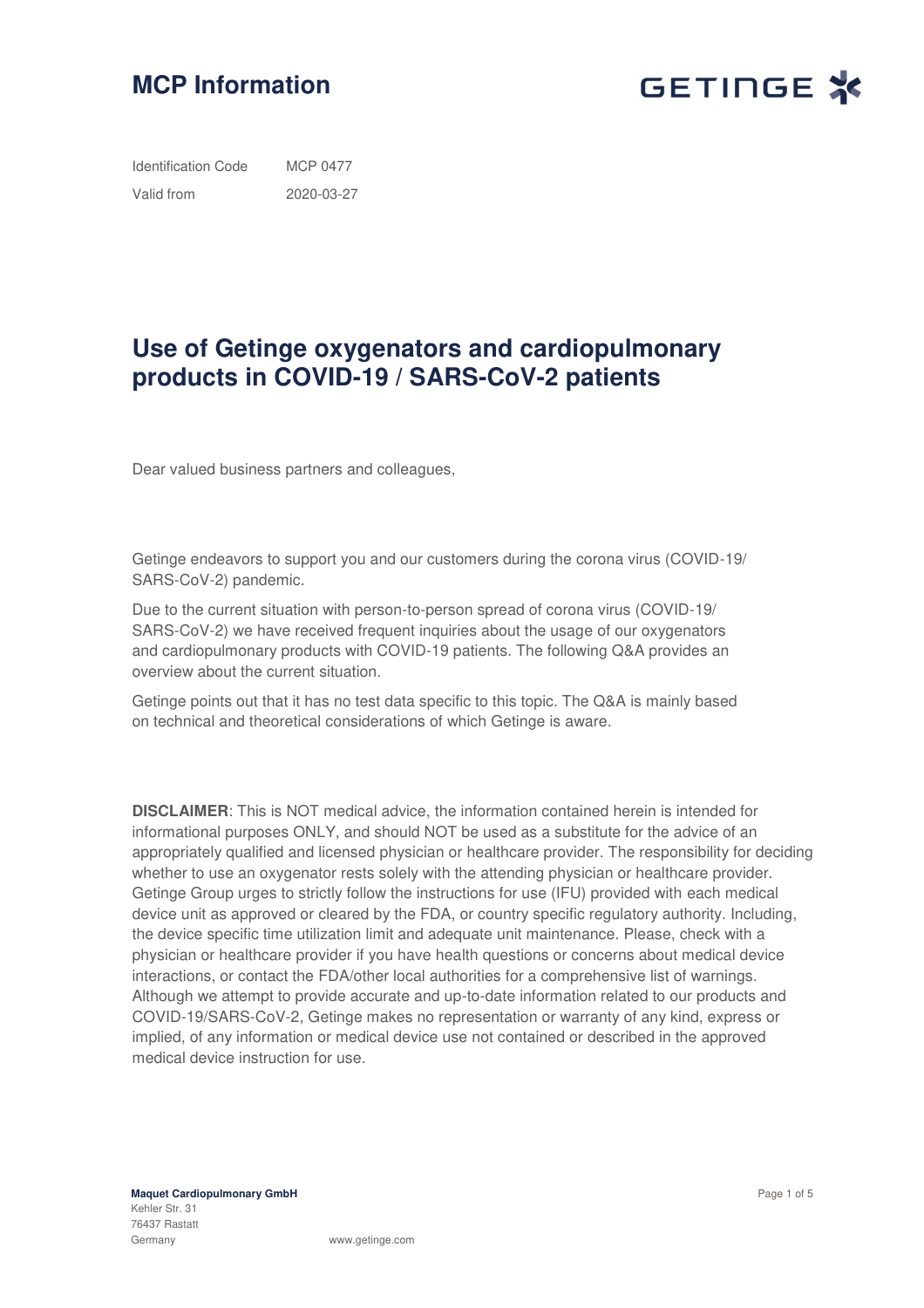# MCP Information

| | |
|---|---|
| Identification Code | MCP 0477 |
| Valid from | 2020-03-27 |

## Use of Getinge oxygenators and cardiopulmonary products in COVID-19 / SARS-CoV-2 patients

Dear valued business partners and colleagues,

Getinge endeavors to support you and our customers during the corona virus (COVID-19/ SARS-CoV-2) pandemic.

Due to the current situation with person-to-person spread of corona virus (COVID-19/ SARS-CoV-2) we have received frequent inquiries about the usage of our oxygenators and cardiopulmonary products with COVID-19 patients. The following Q&A provides an overview about the current situation.

Getinge points out that it has no test data specific to this topic. The Q&A is mainly based on technical and theoretical considerations of which Getinge is aware.

**DISCLAIMER**: This is NOT medical advice, the information contained herein is intended for informational purposes ONLY, and should NOT be used as a substitute for the advice of an appropriately qualified and licensed physician or healthcare provider. The responsibility for deciding whether to use an oxygenator rests solely with the attending physician or healthcare provider. Getinge Group urges to strictly follow the instructions for use (IFU) provided with each medical device unit as approved or cleared by the FDA, or country specific regulatory authority. Including, the device specific time utilization limit and adequate unit maintenance. Please, check with a physician or healthcare provider if you have health questions or concerns about medical device interactions, or contact the FDA/other local authorities for a comprehensive list of warnings. Although we attempt to provide accurate and up-to-date information related to our products and COVID-19/SARS-CoV-2, Getinge makes no representation or warranty of any kind, express or implied, of any information or medical device use not contained or described in the approved medical device instruction for use.

**Maquet Cardiopulmonary GmbH**
Kehler Str. 31
76437 Rastatt
Germany

www.getinge.com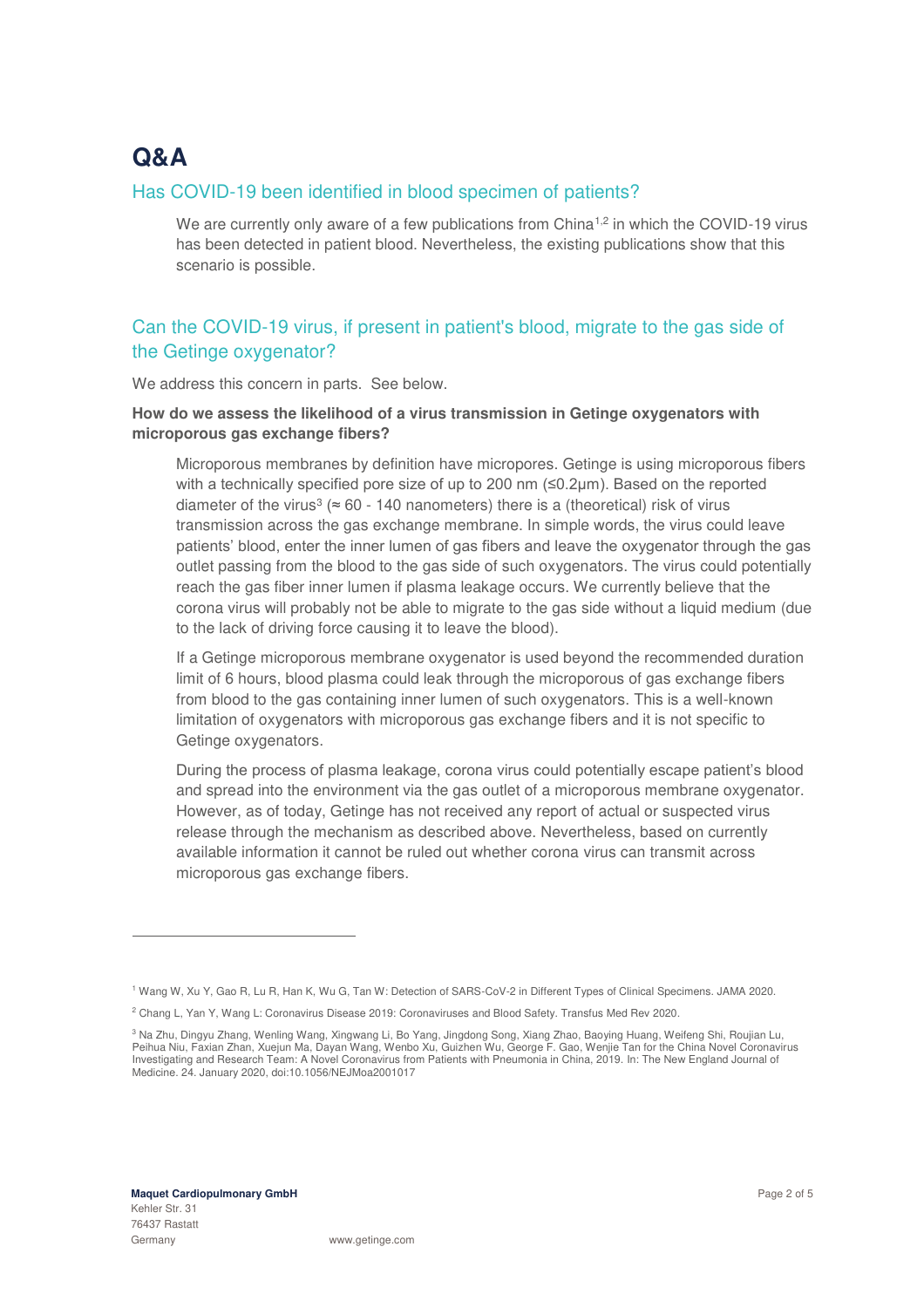# Q&A

## Has COVID-19 been identified in blood specimen of patients?

We are currently only aware of a few publications from China[1,2] in which the COVID-19 virus has been detected in patient blood. Nevertheless, the existing publications show that this scenario is possible.

## Can the COVID-19 virus, if present in patient's blood, migrate to the gas side of the Getinge oxygenator?

We address this concern in parts. See below.

**How do we assess the likelihood of a virus transmission in Getinge oxygenators with microporous gas exchange fibers?**

Microporous membranes by definition have micropores. Getinge is using microporous fibers with a technically specified pore size of up to 200 nm (≤0.2µm). Based on the reported diameter of the virus[3] (≈ 60 - 140 nanometers) there is a (theoretical) risk of virus transmission across the gas exchange membrane. In simple words, the virus could leave patients' blood, enter the inner lumen of gas fibers and leave the oxygenator through the gas outlet passing from the blood to the gas side of such oxygenators. The virus could potentially reach the gas fiber inner lumen if plasma leakage occurs. We currently believe that the corona virus will probably not be able to migrate to the gas side without a liquid medium (due to the lack of driving force causing it to leave the blood).

If a Getinge microporous membrane oxygenator is used beyond the recommended duration limit of 6 hours, blood plasma could leak through the microporous of gas exchange fibers from blood to the gas containing inner lumen of such oxygenators. This is a well-known limitation of oxygenators with microporous gas exchange fibers and it is not specific to Getinge oxygenators.

During the process of plasma leakage, corona virus could potentially escape patient's blood and spread into the environment via the gas outlet of a microporous membrane oxygenator. However, as of today, Getinge has not received any report of actual or suspected virus release through the mechanism as described above. Nevertheless, based on currently available information it cannot be ruled out whether corona virus can transmit across microporous gas exchange fibers.

---

[1] Wang W, Xu Y, Gao R, Lu R, Han K, Wu G, Tan W: Detection of SARS-CoV-2 in Different Types of Clinical Specimens. JAMA 2020.

[2] Chang L, Yan Y, Wang L: Coronavirus Disease 2019: Coronaviruses and Blood Safety. Transfus Med Rev 2020.

[3] Na Zhu, Dingyu Zhang, Wenling Wang, Xingwang Li, Bo Yang, Jingdong Song, Xiang Zhao, Baoying Huang, Weifeng Shi, Roujian Lu, Peihua Niu, Faxian Zhan, Xuejun Ma, Dayan Wang, Wenbo Xu, Guizhen Wu, George F. Gao, Wenjie Tan for the China Novel Coronavirus Investigating and Research Team: A Novel Coronavirus from Patients with Pneumonia in China, 2019. In: The New England Journal of Medicine. 24. January 2020, doi:10.1056/NEJMoa2001017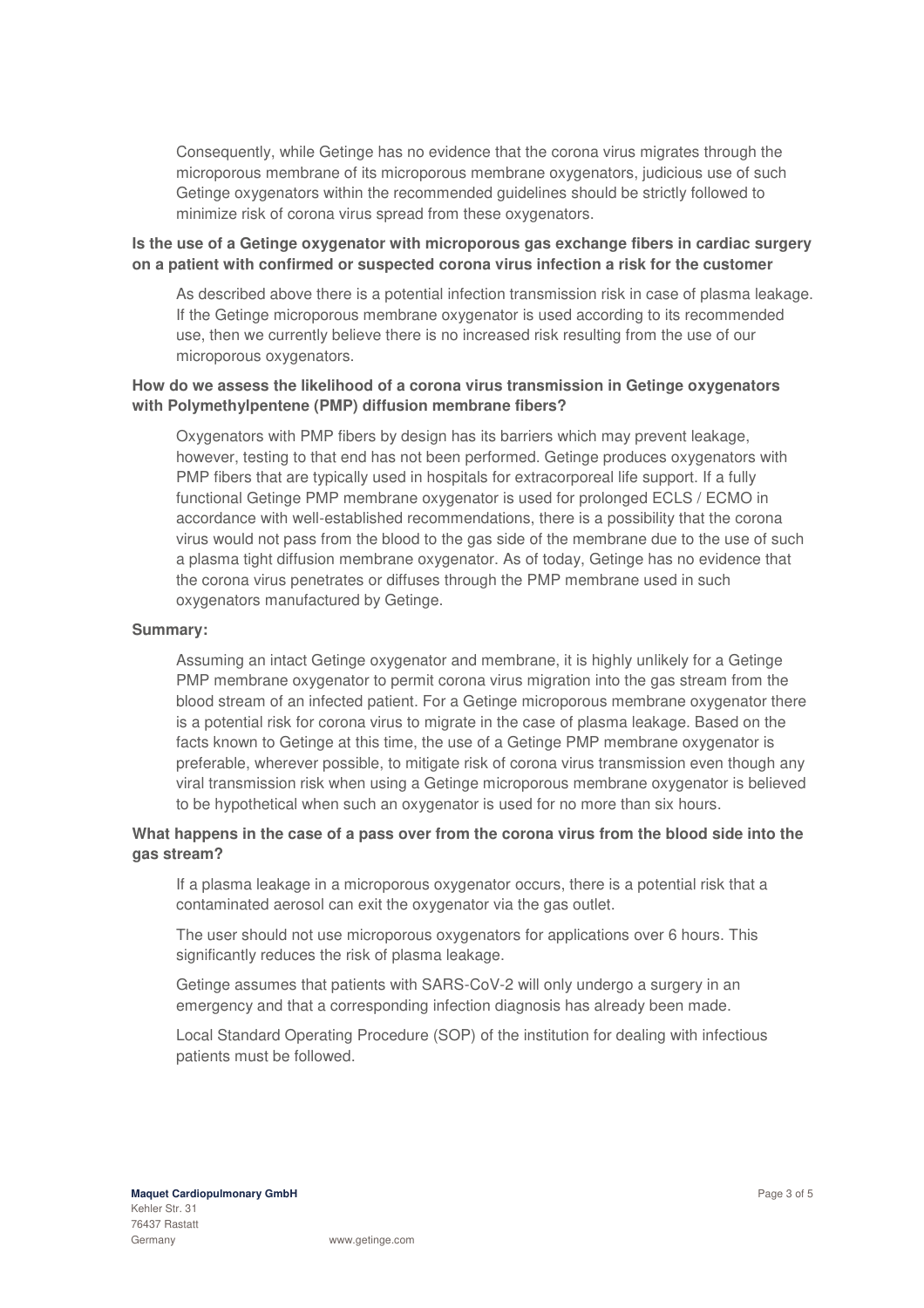Consequently, while Getinge has no evidence that the corona virus migrates through the microporous membrane of its microporous membrane oxygenators, judicious use of such Getinge oxygenators within the recommended guidelines should be strictly followed to minimize risk of corona virus spread from these oxygenators.

**Is the use of a Getinge oxygenator with microporous gas exchange fibers in cardiac surgery on a patient with confirmed or suspected corona virus infection a risk for the customer**

As described above there is a potential infection transmission risk in case of plasma leakage. If the Getinge microporous membrane oxygenator is used according to its recommended use, then we currently believe there is no increased risk resulting from the use of our microporous oxygenators.

**How do we assess the likelihood of a corona virus transmission in Getinge oxygenators with Polymethylpentene (PMP) diffusion membrane fibers?**

Oxygenators with PMP fibers by design has its barriers which may prevent leakage, however, testing to that end has not been performed. Getinge produces oxygenators with PMP fibers that are typically used in hospitals for extracorporeal life support. If a fully functional Getinge PMP membrane oxygenator is used for prolonged ECLS / ECMO in accordance with well-established recommendations, there is a possibility that the corona virus would not pass from the blood to the gas side of the membrane due to the use of such a plasma tight diffusion membrane oxygenator. As of today, Getinge has no evidence that the corona virus penetrates or diffuses through the PMP membrane used in such oxygenators manufactured by Getinge.

**Summary:**

Assuming an intact Getinge oxygenator and membrane, it is highly unlikely for a Getinge PMP membrane oxygenator to permit corona virus migration into the gas stream from the blood stream of an infected patient. For a Getinge microporous membrane oxygenator there is a potential risk for corona virus to migrate in the case of plasma leakage. Based on the facts known to Getinge at this time, the use of a Getinge PMP membrane oxygenator is preferable, wherever possible, to mitigate risk of corona virus transmission even though any viral transmission risk when using a Getinge microporous membrane oxygenator is believed to be hypothetical when such an oxygenator is used for no more than six hours.

**What happens in the case of a pass over from the corona virus from the blood side into the gas stream?**

If a plasma leakage in a microporous oxygenator occurs, there is a potential risk that a contaminated aerosol can exit the oxygenator via the gas outlet.

The user should not use microporous oxygenators for applications over 6 hours. This significantly reduces the risk of plasma leakage.

Getinge assumes that patients with SARS-CoV-2 will only undergo a surgery in an emergency and that a corresponding infection diagnosis has already been made.

Local Standard Operating Procedure (SOP) of the institution for dealing with infectious patients must be followed.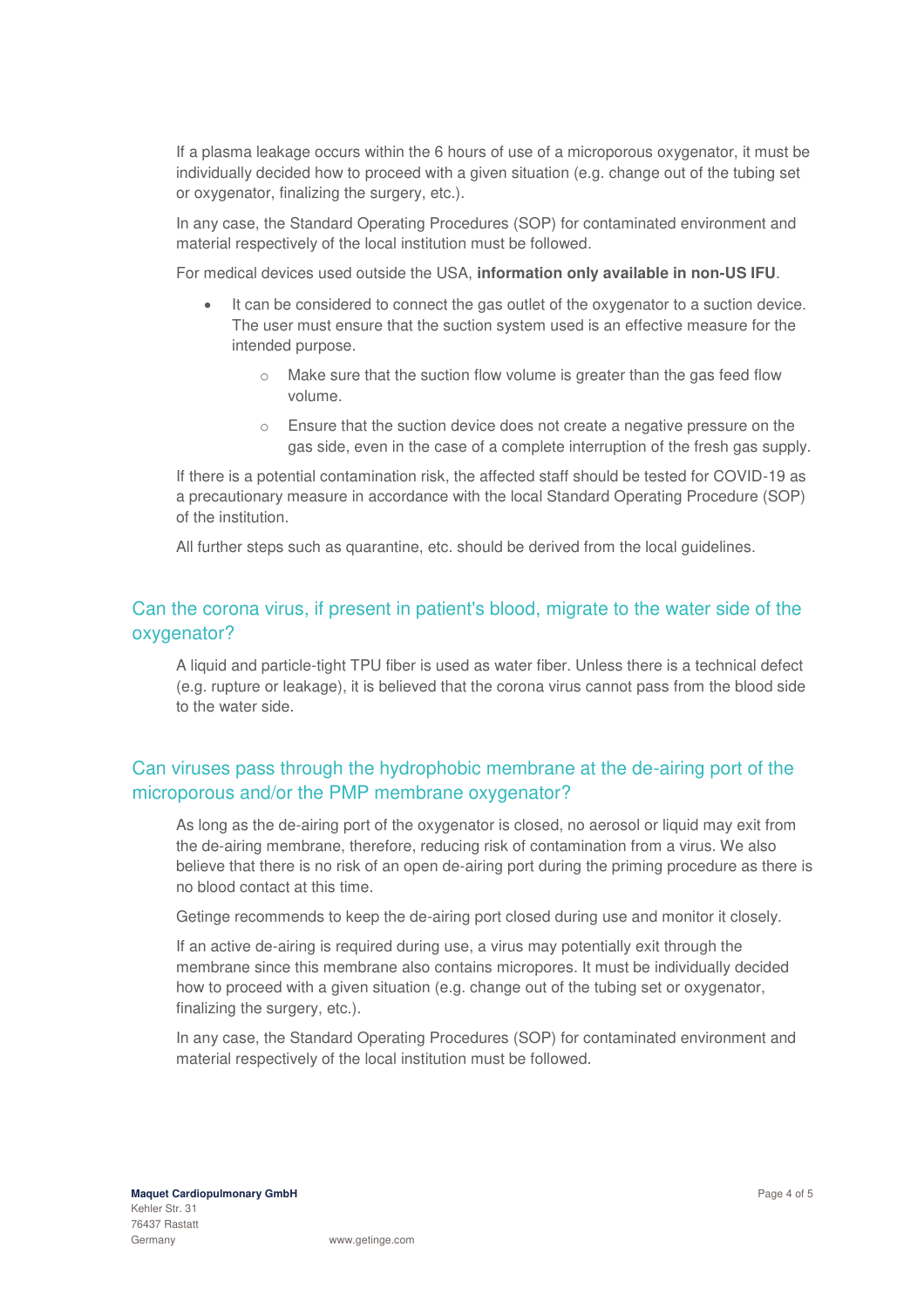If a plasma leakage occurs within the 6 hours of use of a microporous oxygenator, it must be individually decided how to proceed with a given situation (e.g. change out of the tubing set or oxygenator, finalizing the surgery, etc.).

In any case, the Standard Operating Procedures (SOP) for contaminated environment and material respectively of the local institution must be followed.

For medical devices used outside the USA, **information only available in non-US IFU**.

- It can be considered to connect the gas outlet of the oxygenator to a suction device. The user must ensure that the suction system used is an effective measure for the intended purpose.
  - Make sure that the suction flow volume is greater than the gas feed flow volume.
  - Ensure that the suction device does not create a negative pressure on the gas side, even in the case of a complete interruption of the fresh gas supply.

If there is a potential contamination risk, the affected staff should be tested for COVID-19 as a precautionary measure in accordance with the local Standard Operating Procedure (SOP) of the institution.

All further steps such as quarantine, etc. should be derived from the local guidelines.

## Can the corona virus, if present in patient's blood, migrate to the water side of the oxygenator?

A liquid and particle-tight TPU fiber is used as water fiber. Unless there is a technical defect (e.g. rupture or leakage), it is believed that the corona virus cannot pass from the blood side to the water side.

## Can viruses pass through the hydrophobic membrane at the de-airing port of the microporous and/or the PMP membrane oxygenator?

As long as the de-airing port of the oxygenator is closed, no aerosol or liquid may exit from the de-airing membrane, therefore, reducing risk of contamination from a virus. We also believe that there is no risk of an open de-airing port during the priming procedure as there is no blood contact at this time.

Getinge recommends to keep the de-airing port closed during use and monitor it closely.

If an active de-airing is required during use, a virus may potentially exit through the membrane since this membrane also contains micropores. It must be individually decided how to proceed with a given situation (e.g. change out of the tubing set or oxygenator, finalizing the surgery, etc.).

In any case, the Standard Operating Procedures (SOP) for contaminated environment and material respectively of the local institution must be followed.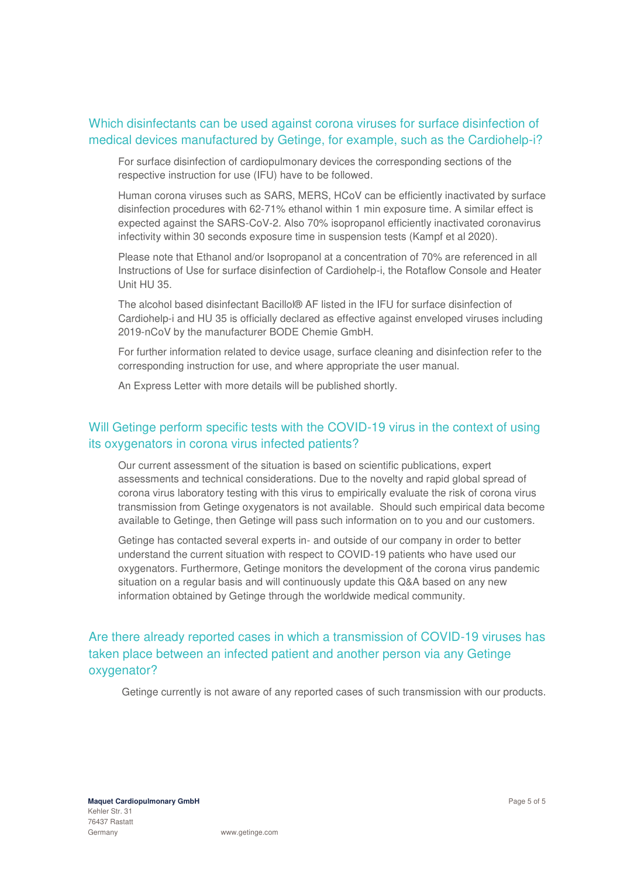## Which disinfectants can be used against corona viruses for surface disinfection of medical devices manufactured by Getinge, for example, such as the Cardiohelp-i?

For surface disinfection of cardiopulmonary devices the corresponding sections of the respective instruction for use (IFU) have to be followed.

Human corona viruses such as SARS, MERS, HCoV can be efficiently inactivated by surface disinfection procedures with 62-71% ethanol within 1 min exposure time. A similar effect is expected against the SARS-CoV-2. Also 70% isopropanol efficiently inactivated coronavirus infectivity within 30 seconds exposure time in suspension tests (Kampf et al 2020).

Please note that Ethanol and/or Isopropanol at a concentration of 70% are referenced in all Instructions of Use for surface disinfection of Cardiohelp-i, the Rotaflow Console and Heater Unit HU 35.

The alcohol based disinfectant Bacillol® AF listed in the IFU for surface disinfection of Cardiohelp-i and HU 35 is officially declared as effective against enveloped viruses including 2019-nCoV by the manufacturer BODE Chemie GmbH.

For further information related to device usage, surface cleaning and disinfection refer to the corresponding instruction for use, and where appropriate the user manual.

An Express Letter with more details will be published shortly.

## Will Getinge perform specific tests with the COVID-19 virus in the context of using its oxygenators in corona virus infected patients?

Our current assessment of the situation is based on scientific publications, expert assessments and technical considerations. Due to the novelty and rapid global spread of corona virus laboratory testing with this virus to empirically evaluate the risk of corona virus transmission from Getinge oxygenators is not available. Should such empirical data become available to Getinge, then Getinge will pass such information on to you and our customers.

Getinge has contacted several experts in- and outside of our company in order to better understand the current situation with respect to COVID-19 patients who have used our oxygenators. Furthermore, Getinge monitors the development of the corona virus pandemic situation on a regular basis and will continuously update this Q&A based on any new information obtained by Getinge through the worldwide medical community.

## Are there already reported cases in which a transmission of COVID-19 viruses has taken place between an infected patient and another person via any Getinge oxygenator?

Getinge currently is not aware of any reported cases of such transmission with our products.

**Maquet Cardiopulmonary GmbH**
Kehler Str. 31
76437 Rastatt
Germany

www.getinge.com